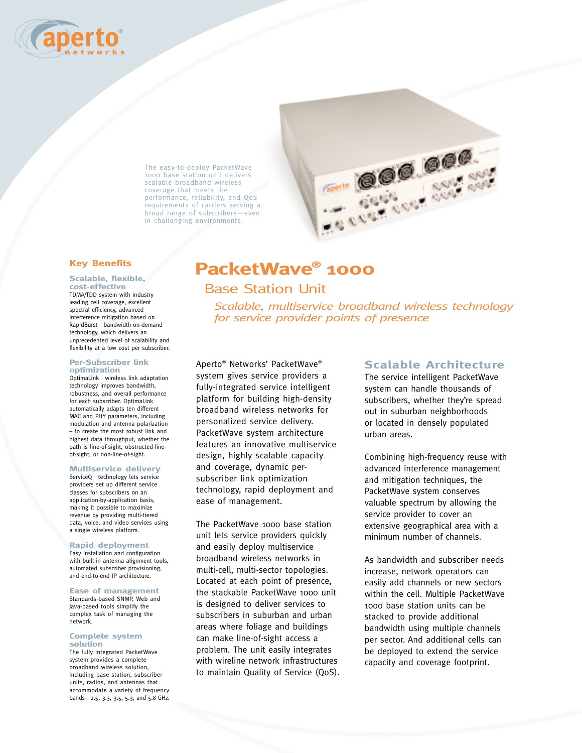The easy-to-deploy PacketWave 1000 base station unit delivers scalable broadband wireless coverage that meets the performance, reliability, and QoS requirements of carriers serving a broad range of subscribers—even in challenging environments.

# PacketWave® 1000

## Base Station Unit

*Scalable, multiservice broadband wireless technology for service provider points of presence*

Aperto® Networks' PacketWave® system gives service providers a fully-integrated service intelligent platform for building high-density broadband wireless networks for personalized service delivery. PacketWave system architecture features an innovative multiservice design, highly scalable capacity and coverage, dynamic per-subscriber link optimization technology, rapid deployment and ease of management.

The PacketWave 1000 base station unit lets service providers quickly and easily deploy multiservice broadband wireless networks in multi-cell, multi-sector topologies. Located at each point of presence, the stackable PacketWave 1000 unit is designed to deliver services to subscribers in suburban and urban areas where foliage and buildings can make line-of-sight access a problem. The unit easily integrates with wireline network infrastructures to maintain Quality of Service (QoS).

## Scalable Architecture

The service intelligent PacketWave system can handle thousands of subscribers, whether they're spread out in suburban neighborhoods or located in densely populated urban areas.

Combining high-frequency reuse with advanced interference management and mitigation techniques, the PacketWave system conserves valuable spectrum by allowing the service provider to cover an extensive geographical area with a minimum number of channels.

As bandwidth and subscriber needs increase, network operators can easily add channels or new sectors within the cell. Multiple PacketWave 1000 base station units can be stacked to provide additional bandwidth using multiple channels per sector. And additional cells can be deployed to extend the service capacity and coverage footprint.

## Key Benefits

### Scalable, flexible, cost-effective

TDMA/TDD system with industry leading cell coverage, excellent spectral efficiency, advanced interference mitigation based on RapidBurst bandwidth-on-demand technology, which delivers an unprecedented level of scalability and flexibility at a low cost per subscriber.

### Per-Subscriber link optimization

OptimaLink wireless link adaptation technology improves bandwidth, robustness, and overall performance for each subscriber. OptimaLink automatically adapts ten different MAC and PHY parameters, including modulation and antenna polarization – to create the most robust link and highest data throughput, whether the path is line-of-sight, obstructed-line-of-sight, or non-line-of-sight.

### Multiservice delivery

ServiceQ technology lets service providers set up different service classes for subscribers on an application-by-application basis, making it possible to maximize revenue by providing multi-tiered data, voice, and video services using a single wireless platform.

### Rapid deployment

Easy installation and configuration with built-in antenna alignment tools, automated subscriber provisioning, and end-to-end IP architecture.

### Ease of management

Standards-based SNMP, Web and Java-based tools simplify the complex task of managing the network.

### Complete system solution

The fully integrated PacketWave system provides a complete broadband wireless solution, including base station, subscriber units, radios, and antennas that accommodate a variety of frequency bands—2.5, 3.3, 3.5, 5.3, and 5.8 GHz.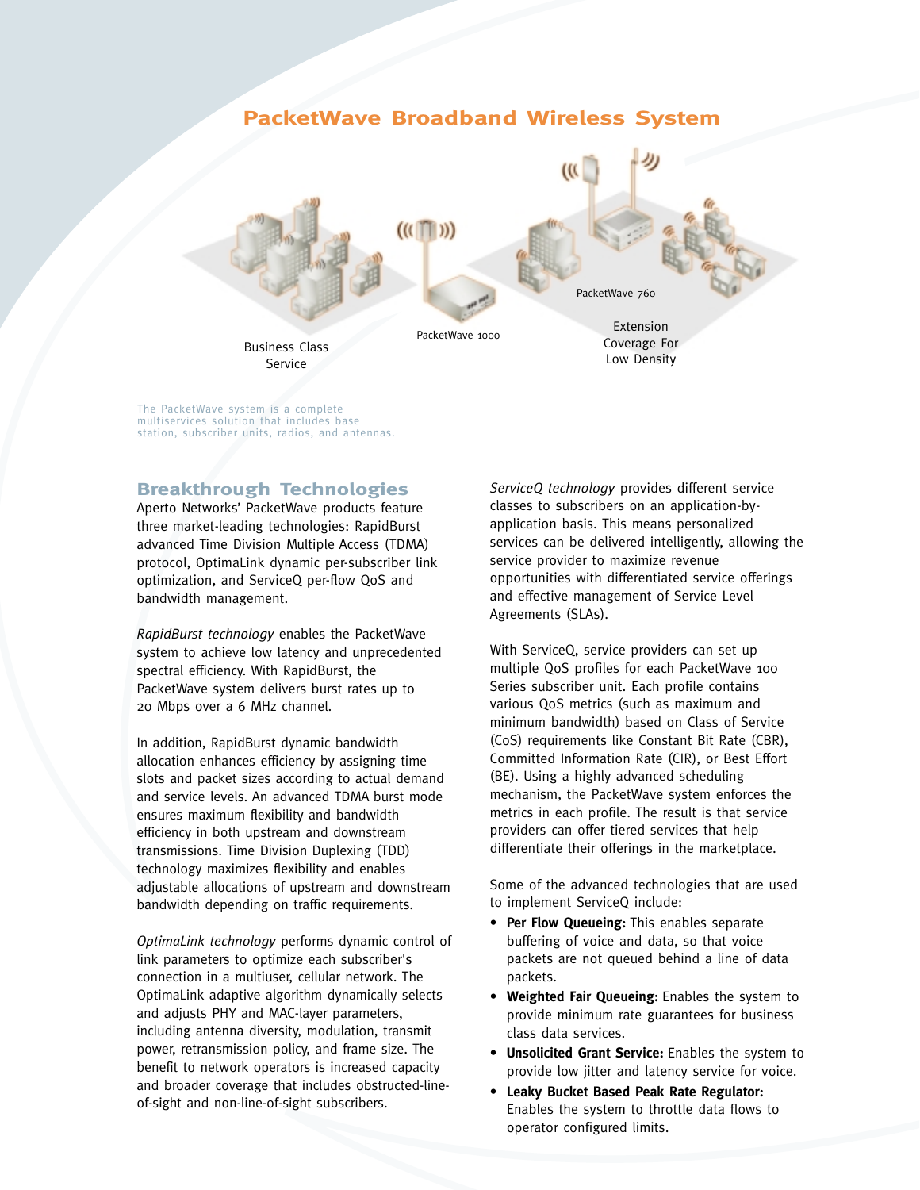## PacketWave Broadband Wireless System

Business Class Service

PacketWave 1000

PacketWave 760

Extension Coverage For Low Density

The PacketWave system is a complete multiservices solution that includes base station, subscriber units, radios, and antennas.

## Breakthrough Technologies

Aperto Networks' PacketWave products feature three market-leading technologies: RapidBurst advanced Time Division Multiple Access (TDMA) protocol, OptimaLink dynamic per-subscriber link optimization, and ServiceQ per-flow QoS and bandwidth management.

*RapidBurst technology* enables the PacketWave system to achieve low latency and unprecedented spectral efficiency. With RapidBurst, the PacketWave system delivers burst rates up to 20 Mbps over a 6 MHz channel.

In addition, RapidBurst dynamic bandwidth allocation enhances efficiency by assigning time slots and packet sizes according to actual demand and service levels. An advanced TDMA burst mode ensures maximum flexibility and bandwidth efficiency in both upstream and downstream transmissions. Time Division Duplexing (TDD) technology maximizes flexibility and enables adjustable allocations of upstream and downstream bandwidth depending on traffic requirements.

*OptimaLink technology* performs dynamic control of link parameters to optimize each subscriber's connection in a multiuser, cellular network. The OptimaLink adaptive algorithm dynamically selects and adjusts PHY and MAC-layer parameters, including antenna diversity, modulation, transmit power, retransmission policy, and frame size. The benefit to network operators is increased capacity and broader coverage that includes obstructed-line-of-sight and non-line-of-sight subscribers.

*ServiceQ technology* provides different service classes to subscribers on an application-by-application basis. This means personalized services can be delivered intelligently, allowing the service provider to maximize revenue opportunities with differentiated service offerings and effective management of Service Level Agreements (SLAs).

With ServiceQ, service providers can set up multiple QoS profiles for each PacketWave 100 Series subscriber unit. Each profile contains various QoS metrics (such as maximum and minimum bandwidth) based on Class of Service (CoS) requirements like Constant Bit Rate (CBR), Committed Information Rate (CIR), or Best Effort (BE). Using a highly advanced scheduling mechanism, the PacketWave system enforces the metrics in each profile. The result is that service providers can offer tiered services that help differentiate their offerings in the marketplace.

Some of the advanced technologies that are used to implement ServiceQ include:

- **Per Flow Queueing:** This enables separate buffering of voice and data, so that voice packets are not queued behind a line of data packets.
- **Weighted Fair Queueing:** Enables the system to provide minimum rate guarantees for business class data services.
- **Unsolicited Grant Service:** Enables the system to provide low jitter and latency service for voice.
- **Leaky Bucket Based Peak Rate Regulator:** Enables the system to throttle data flows to operator configured limits.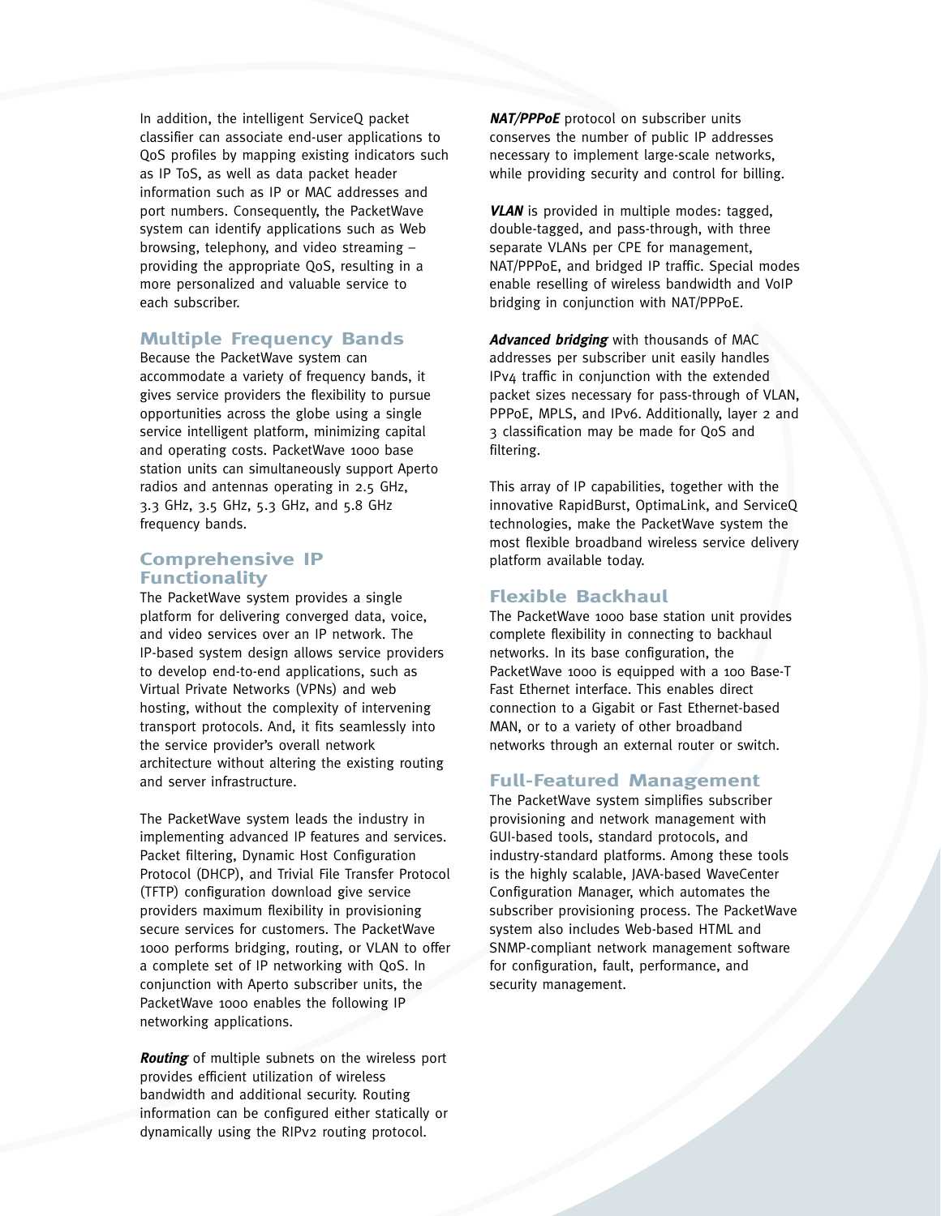In addition, the intelligent ServiceQ packet classifier can associate end-user applications to QoS profiles by mapping existing indicators such as IP ToS, as well as data packet header information such as IP or MAC addresses and port numbers. Consequently, the PacketWave system can identify applications such as Web browsing, telephony, and video streaming – providing the appropriate QoS, resulting in a more personalized and valuable service to each subscriber.

## Multiple Frequency Bands

Because the PacketWave system can accommodate a variety of frequency bands, it gives service providers the flexibility to pursue opportunities across the globe using a single service intelligent platform, minimizing capital and operating costs. PacketWave 1000 base station units can simultaneously support Aperto radios and antennas operating in 2.5 GHz, 3.3 GHz, 3.5 GHz, 5.3 GHz, and 5.8 GHz frequency bands.

## Comprehensive IP Functionality

The PacketWave system provides a single platform for delivering converged data, voice, and video services over an IP network. The IP-based system design allows service providers to develop end-to-end applications, such as Virtual Private Networks (VPNs) and web hosting, without the complexity of intervening transport protocols. And, it fits seamlessly into the service provider's overall network architecture without altering the existing routing and server infrastructure.

The PacketWave system leads the industry in implementing advanced IP features and services. Packet filtering, Dynamic Host Configuration Protocol (DHCP), and Trivial File Transfer Protocol (TFTP) configuration download give service providers maximum flexibility in provisioning secure services for customers. The PacketWave 1000 performs bridging, routing, or VLAN to offer a complete set of IP networking with QoS. In conjunction with Aperto subscriber units, the PacketWave 1000 enables the following IP networking applications.

***Routing*** of multiple subnets on the wireless port provides efficient utilization of wireless bandwidth and additional security. Routing information can be configured either statically or dynamically using the RIPv2 routing protocol.

***NAT/PPPoE*** protocol on subscriber units conserves the number of public IP addresses necessary to implement large-scale networks, while providing security and control for billing.

***VLAN*** is provided in multiple modes: tagged, double-tagged, and pass-through, with three separate VLANs per CPE for management, NAT/PPPoE, and bridged IP traffic. Special modes enable reselling of wireless bandwidth and VoIP bridging in conjunction with NAT/PPPoE.

***Advanced bridging*** with thousands of MAC addresses per subscriber unit easily handles IPv4 traffic in conjunction with the extended packet sizes necessary for pass-through of VLAN, PPPoE, MPLS, and IPv6. Additionally, layer 2 and 3 classification may be made for QoS and filtering.

This array of IP capabilities, together with the innovative RapidBurst, OptimaLink, and ServiceQ technologies, make the PacketWave system the most flexible broadband wireless service delivery platform available today.

## Flexible Backhaul

The PacketWave 1000 base station unit provides complete flexibility in connecting to backhaul networks. In its base configuration, the PacketWave 1000 is equipped with a 100 Base-T Fast Ethernet interface. This enables direct connection to a Gigabit or Fast Ethernet-based MAN, or to a variety of other broadband networks through an external router or switch.

## Full-Featured Management

The PacketWave system simplifies subscriber provisioning and network management with GUI-based tools, standard protocols, and industry-standard platforms. Among these tools is the highly scalable, JAVA-based WaveCenter Configuration Manager, which automates the subscriber provisioning process. The PacketWave system also includes Web-based HTML and SNMP-compliant network management software for configuration, fault, performance, and security management.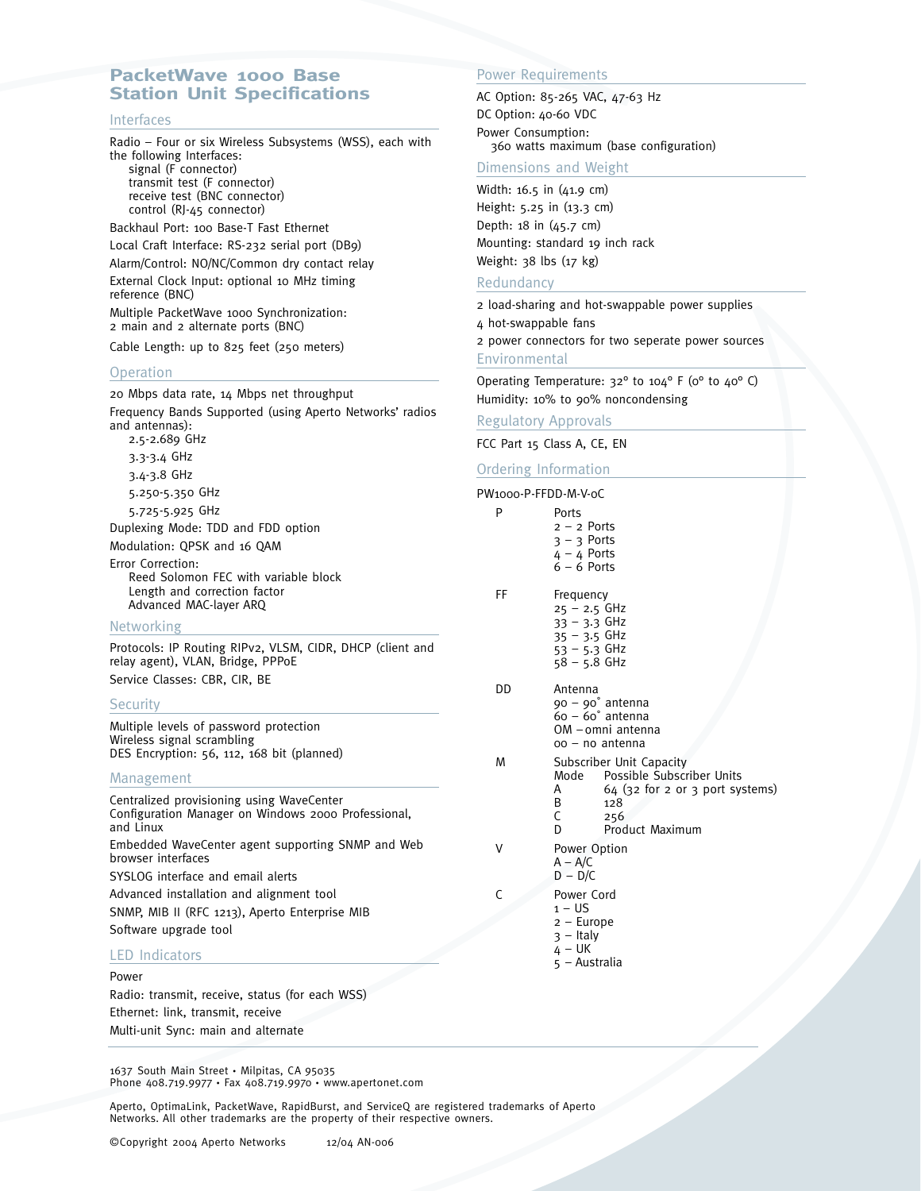# PacketWave 1000 Base Station Unit Specifications

## Interfaces

Radio – Four or six Wireless Subsystems (WSS), each with the following Interfaces:
- signal (F connector)
- transmit test (F connector)
- receive test (BNC connector)
- control (RJ-45 connector)

Backhaul Port: 100 Base-T Fast Ethernet

Local Craft Interface: RS-232 serial port (DB9)

Alarm/Control: NO/NC/Common dry contact relay

External Clock Input: optional 10 MHz timing reference (BNC)

Multiple PacketWave 1000 Synchronization: 2 main and 2 alternate ports (BNC)

Cable Length: up to 825 feet (250 meters)

## Operation

20 Mbps data rate, 14 Mbps net throughput

Frequency Bands Supported (using Aperto Networks' radios and antennas):
- 2.5-2.689 GHz
- 3.3-3.4 GHz
- 3.4-3.8 GHz
- 5.250-5.350 GHz
- 5.725-5.925 GHz

Duplexing Mode: TDD and FDD option

Modulation: QPSK and 16 QAM

Error Correction:
- Reed Solomon FEC with variable block Length and correction factor
- Advanced MAC-layer ARQ

## Networking

Protocols: IP Routing RIPv2, VLSM, CIDR, DHCP (client and relay agent), VLAN, Bridge, PPPoE

Service Classes: CBR, CIR, BE

## Security

Multiple levels of password protection
Wireless signal scrambling
DES Encryption: 56, 112, 168 bit (planned)

## Management

Centralized provisioning using WaveCenter Configuration Manager on Windows 2000 Professional, and Linux

Embedded WaveCenter agent supporting SNMP and Web browser interfaces

SYSLOG interface and email alerts

Advanced installation and alignment tool

SNMP, MIB II (RFC 1213), Aperto Enterprise MIB

Software upgrade tool

## LED Indicators

Power

Radio: transmit, receive, status (for each WSS)

Ethernet: link, transmit, receive

Multi-unit Sync: main and alternate

## Power Requirements

AC Option: 85-265 VAC, 47-63 Hz

DC Option: 40-60 VDC

Power Consumption:
360 watts maximum (base configuration)

## Dimensions and Weight

Width: 16.5 in (41.9 cm)

Height: 5.25 in (13.3 cm)

Depth: 18 in (45.7 cm)

Mounting: standard 19 inch rack

Weight: 38 lbs (17 kg)

## Redundancy

2 load-sharing and hot-swappable power supplies

4 hot-swappable fans

2 power connectors for two seperate power sources

## Environmental

Operating Temperature: 32° to 104° F (0° to 40° C)

Humidity: 10% to 90% noncondensing

## Regulatory Approvals

FCC Part 15 Class A, CE, EN

## Ordering Information

PW1000-P-FFDD-M-V-oC

| | |
|---|---|
| P | Ports<br>2 – 2 Ports<br>3 – 3 Ports<br>4 – 4 Ports<br>6 – 6 Ports |
| FF | Frequency<br>25 – 2.5 GHz<br>33 – 3.3 GHz<br>35 – 3.5 GHz<br>53 – 5.3 GHz<br>58 – 5.8 GHz |
| DD | Antenna<br>90 – 90˚ antenna<br>60 – 60˚ antenna<br>OM – omni antenna<br>00 – no antenna |
| M | Subscriber Unit Capacity<br>Mode — Possible Subscriber Units<br>A — 64 (32 for 2 or 3 port systems)<br>B — 128<br>C — 256<br>D — Product Maximum |
| V | Power Option<br>A – A/C<br>D – D/C |
| C | Power Cord<br>1 – US<br>2 – Europe<br>3 – Italy<br>4 – UK<br>5 – Australia |

1637 South Main Street • Milpitas, CA 95035
Phone 408.719.9977 • Fax 408.719.9970 • www.apertonet.com

Aperto, OptimaLink, PacketWave, RapidBurst, and ServiceQ are registered trademarks of Aperto Networks. All other trademarks are the property of their respective owners.

©Copyright 2004 Aperto Networks 12/04 AN-006